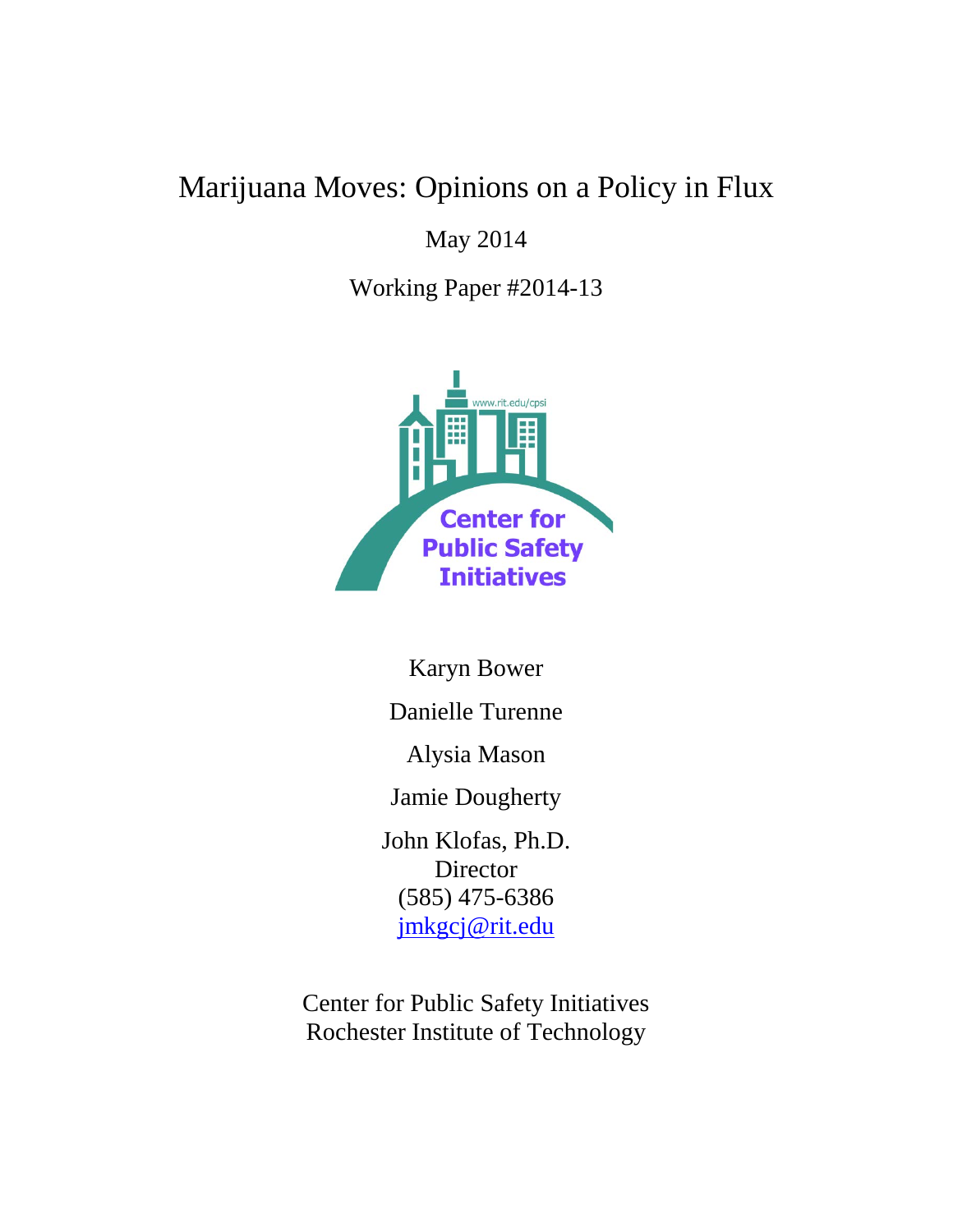# Marijuana Moves: Opinions on a Policy in Flux

May 2014

Working Paper #2014-13

www.rit.edu/cpsi

Center for Public Safety Initiatives

Karyn Bower

Danielle Turenne

Alysia Mason

Jamie Dougherty

John Klofas, Ph.D.
Director
(585) 475-6386
jmkgcj@rit.edu

Center for Public Safety Initiatives
Rochester Institute of Technology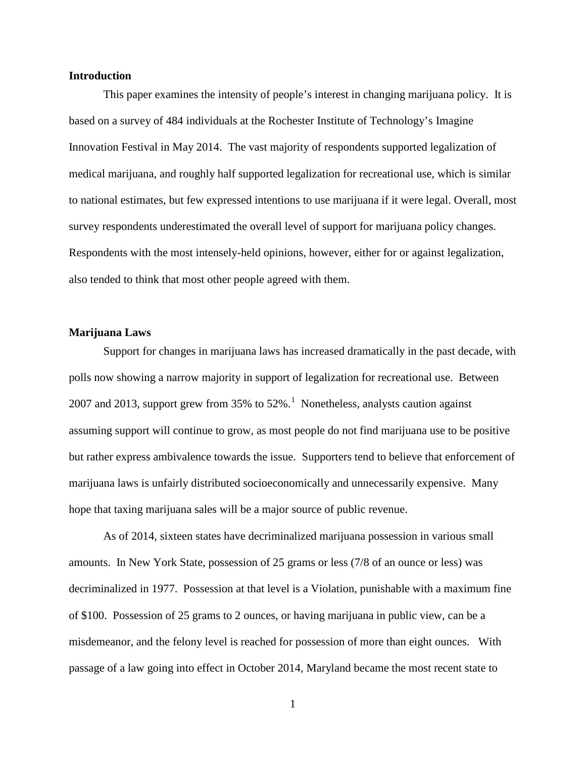## Introduction

This paper examines the intensity of people's interest in changing marijuana policy. It is based on a survey of 484 individuals at the Rochester Institute of Technology's Imagine Innovation Festival in May 2014. The vast majority of respondents supported legalization of medical marijuana, and roughly half supported legalization for recreational use, which is similar to national estimates, but few expressed intentions to use marijuana if it were legal. Overall, most survey respondents underestimated the overall level of support for marijuana policy changes. Respondents with the most intensely-held opinions, however, either for or against legalization, also tended to think that most other people agreed with them.

## Marijuana Laws

Support for changes in marijuana laws has increased dramatically in the past decade, with polls now showing a narrow majority in support of legalization for recreational use. Between 2007 and 2013, support grew from 35% to 52%.[1] Nonetheless, analysts caution against assuming support will continue to grow, as most people do not find marijuana use to be positive but rather express ambivalence towards the issue. Supporters tend to believe that enforcement of marijuana laws is unfairly distributed socioeconomically and unnecessarily expensive. Many hope that taxing marijuana sales will be a major source of public revenue.

As of 2014, sixteen states have decriminalized marijuana possession in various small amounts. In New York State, possession of 25 grams or less (7/8 of an ounce or less) was decriminalized in 1977. Possession at that level is a Violation, punishable with a maximum fine of $100. Possession of 25 grams to 2 ounces, or having marijuana in public view, can be a misdemeanor, and the felony level is reached for possession of more than eight ounces. With passage of a law going into effect in October 2014, Maryland became the most recent state to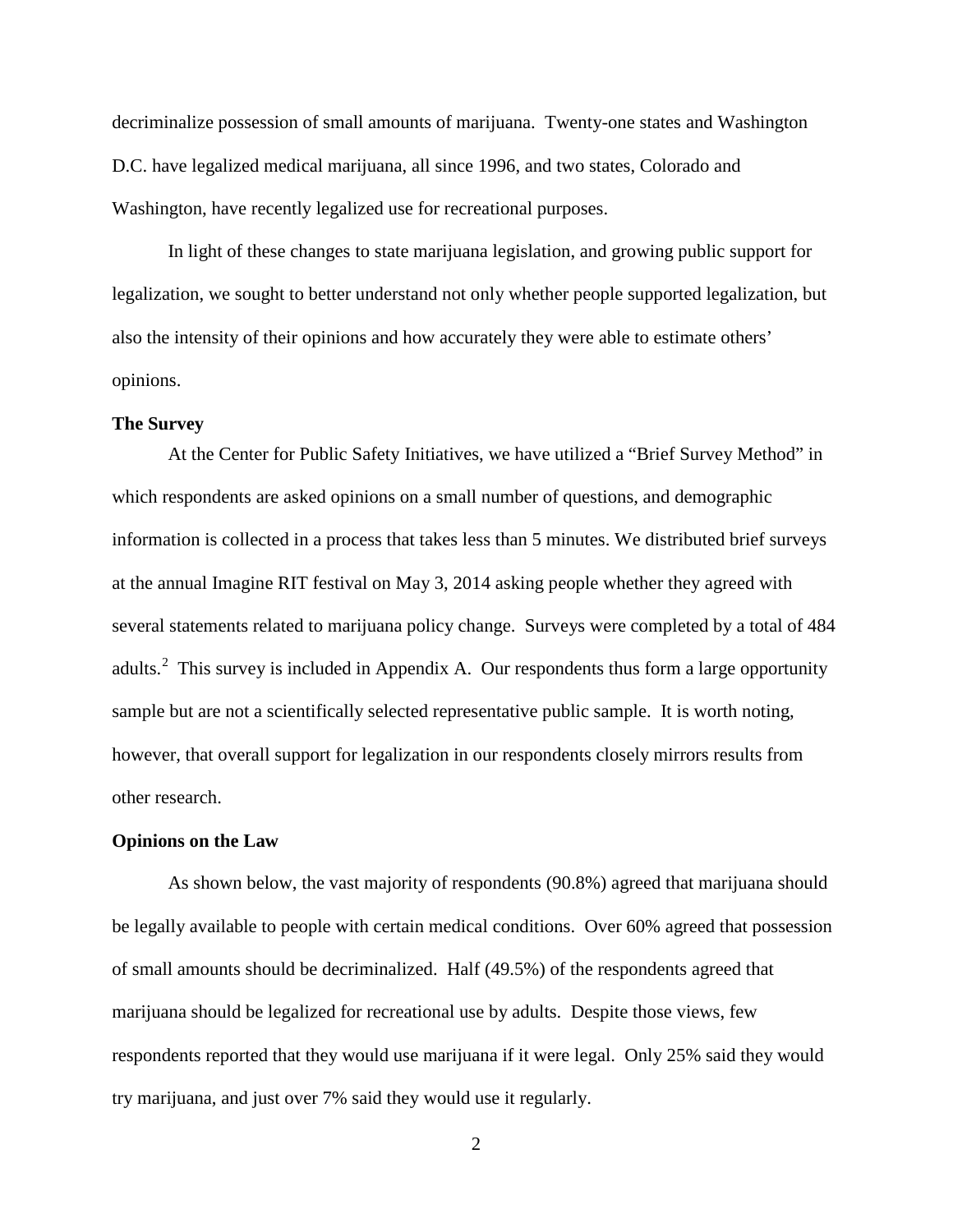decriminalize possession of small amounts of marijuana. Twenty-one states and Washington D.C. have legalized medical marijuana, all since 1996, and two states, Colorado and Washington, have recently legalized use for recreational purposes.

In light of these changes to state marijuana legislation, and growing public support for legalization, we sought to better understand not only whether people supported legalization, but also the intensity of their opinions and how accurately they were able to estimate others' opinions.

**The Survey**

At the Center for Public Safety Initiatives, we have utilized a "Brief Survey Method" in which respondents are asked opinions on a small number of questions, and demographic information is collected in a process that takes less than 5 minutes. We distributed brief surveys at the annual Imagine RIT festival on May 3, 2014 asking people whether they agreed with several statements related to marijuana policy change. Surveys were completed by a total of 484 adults.[2] This survey is included in Appendix A. Our respondents thus form a large opportunity sample but are not a scientifically selected representative public sample. It is worth noting, however, that overall support for legalization in our respondents closely mirrors results from other research.

**Opinions on the Law**

As shown below, the vast majority of respondents (90.8%) agreed that marijuana should be legally available to people with certain medical conditions. Over 60% agreed that possession of small amounts should be decriminalized. Half (49.5%) of the respondents agreed that marijuana should be legalized for recreational use by adults. Despite those views, few respondents reported that they would use marijuana if it were legal. Only 25% said they would try marijuana, and just over 7% said they would use it regularly.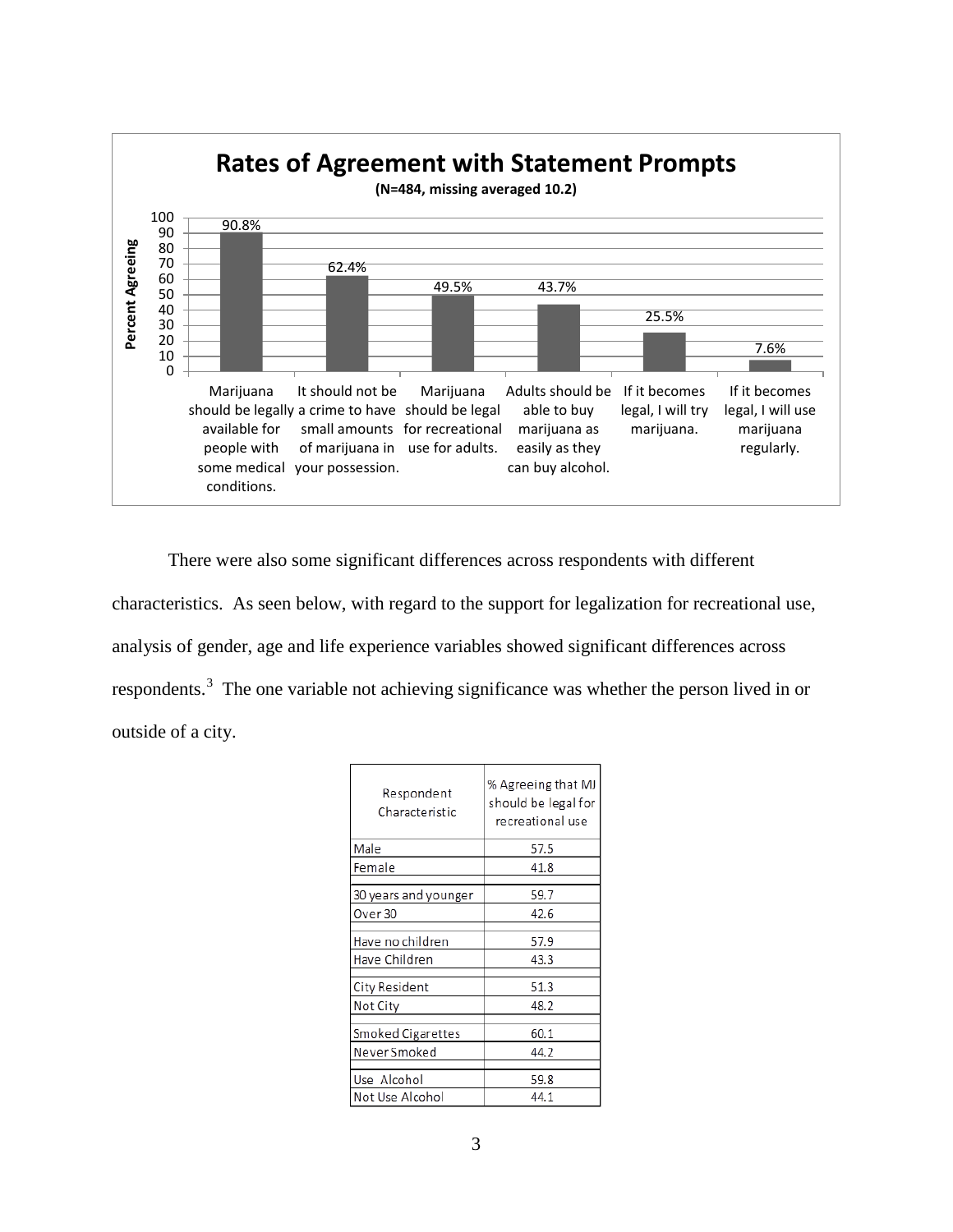**Rates of Agreement with Statement Prompts**

**(N=484, missing averaged 10.2)**

| Statement | Percent Agreeing |
|---|---|
| Marijuana should be legally available for people with some medical conditions. | 90.8% |
| It should not be a crime to have small amounts of marijuana in your possession. | 62.4% |
| Marijuana should be legal for recreational use for adults. | 49.5% |
| Adults should be able to buy marijuana as easily as they can buy alcohol. | 43.7% |
| If it becomes legal, I will try marijuana. | 25.5% |
| If it becomes legal, I will use marijuana regularly. | 7.6% |

There were also some significant differences across respondents with different characteristics. As seen below, with regard to the support for legalization for recreational use, analysis of gender, age and life experience variables showed significant differences across respondents.[3] The one variable not achieving significance was whether the person lived in or outside of a city.

| Respondent Characteristic | % Agreeing that MJ should be legal for recreational use |
|---|---|
| Male | 57.5 |
| Female | 41.8 |
| 30 years and younger | 59.7 |
| Over 30 | 42.6 |
| Have no children | 57.9 |
| Have Children | 43.3 |
| City Resident | 51.3 |
| Not City | 48.2 |
| Smoked Cigarettes | 60.1 |
| Never Smoked | 44.2 |
| Use Alcohol | 59.8 |
| Not Use Alcohol | 44.1 |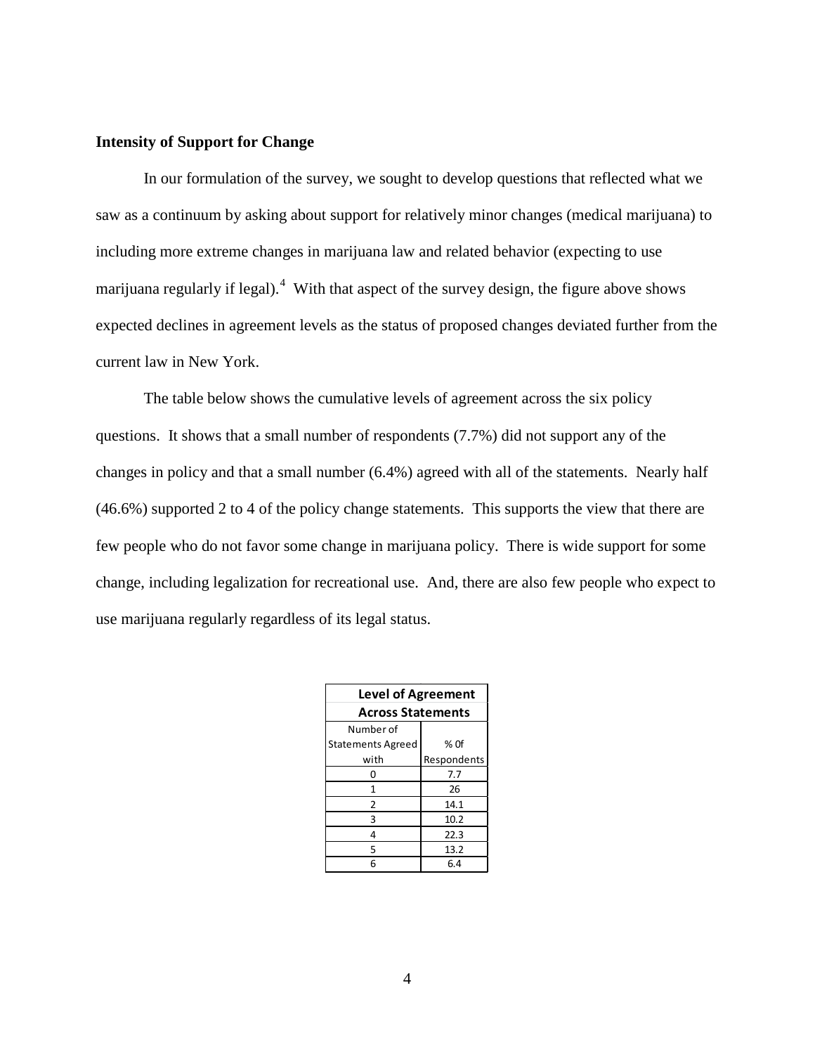**Intensity of Support for Change**

In our formulation of the survey, we sought to develop questions that reflected what we saw as a continuum by asking about support for relatively minor changes (medical marijuana) to including more extreme changes in marijuana law and related behavior (expecting to use marijuana regularly if legal).[4] With that aspect of the survey design, the figure above shows expected declines in agreement levels as the status of proposed changes deviated further from the current law in New York.

The table below shows the cumulative levels of agreement across the six policy questions. It shows that a small number of respondents (7.7%) did not support any of the changes in policy and that a small number (6.4%) agreed with all of the statements. Nearly half (46.6%) supported 2 to 4 of the policy change statements. This supports the view that there are few people who do not favor some change in marijuana policy. There is wide support for some change, including legalization for recreational use. And, there are also few people who expect to use marijuana regularly regardless of its legal status.

| **Level of Agreement Across Statements** | |
|---|---|
| Number of Statements Agreed with | % Of Respondents |
| 0 | 7.7 |
| 1 | 26 |
| 2 | 14.1 |
| 3 | 10.2 |
| 4 | 22.3 |
| 5 | 13.2 |
| 6 | 6.4 |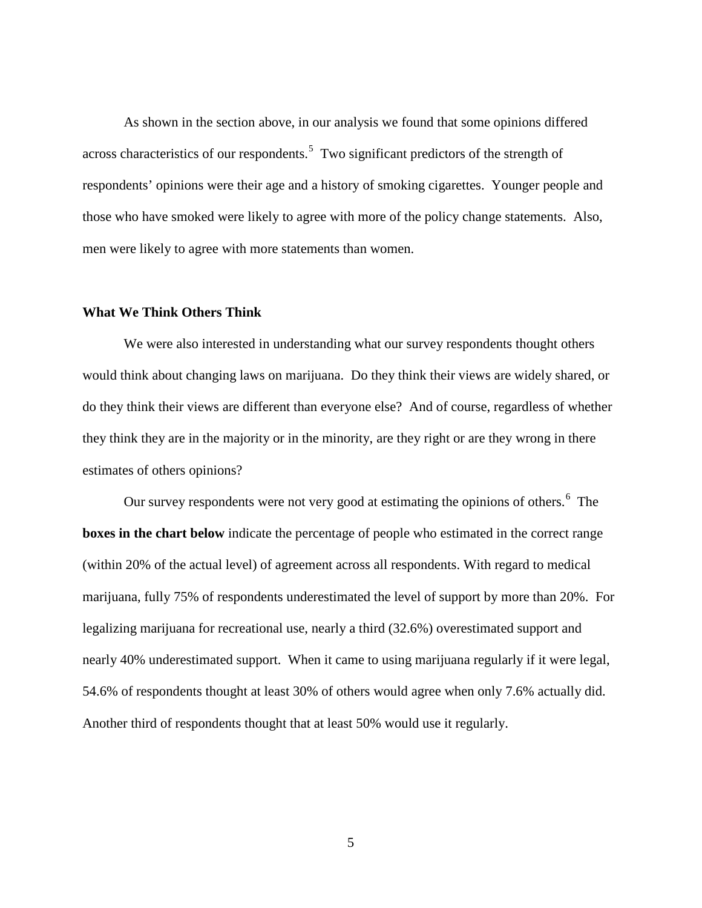As shown in the section above, in our analysis we found that some opinions differed across characteristics of our respondents.[5] Two significant predictors of the strength of respondents' opinions were their age and a history of smoking cigarettes. Younger people and those who have smoked were likely to agree with more of the policy change statements. Also, men were likely to agree with more statements than women.

### What We Think Others Think

We were also interested in understanding what our survey respondents thought others would think about changing laws on marijuana. Do they think their views are widely shared, or do they think their views are different than everyone else? And of course, regardless of whether they think they are in the majority or in the minority, are they right or are they wrong in there estimates of others opinions?

Our survey respondents were not very good at estimating the opinions of others.[6] The **boxes in the chart below** indicate the percentage of people who estimated in the correct range (within 20% of the actual level) of agreement across all respondents. With regard to medical marijuana, fully 75% of respondents underestimated the level of support by more than 20%. For legalizing marijuana for recreational use, nearly a third (32.6%) overestimated support and nearly 40% underestimated support. When it came to using marijuana regularly if it were legal, 54.6% of respondents thought at least 30% of others would agree when only 7.6% actually did. Another third of respondents thought that at least 50% would use it regularly.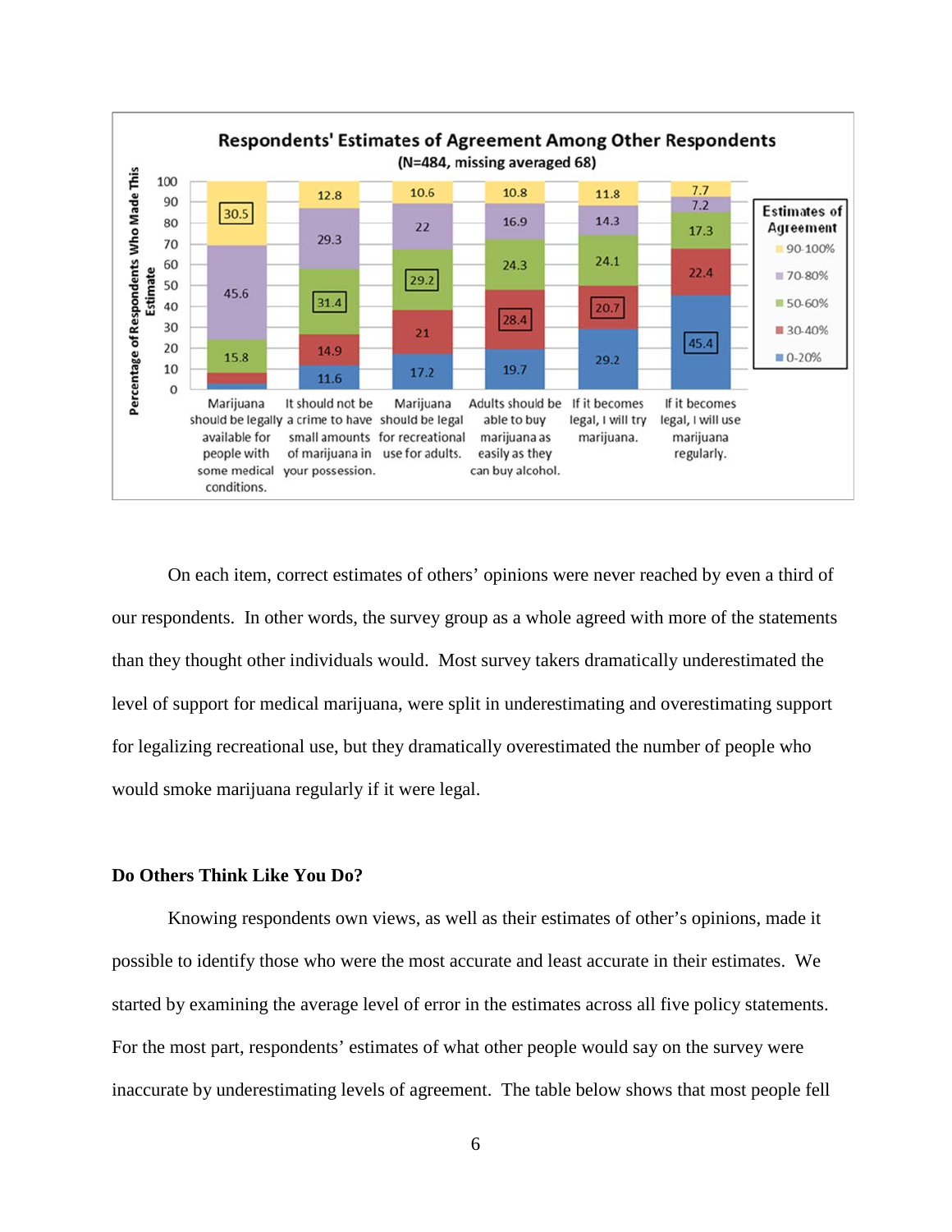**Respondents' Estimates of Agreement Among Other Respondents**
**(N=484, missing averaged 68)**

Percentage of Respondents Who Made This Estimate

| Estimates of Agreement | Marijuana should be legally available for people with some medical conditions. | It should not be a crime to have small amounts of marijuana in your possession. | Marijuana should be legal for recreational use for adults. | Adults should be able to buy marijuana as easily as they can buy alcohol. | If it becomes legal, I will try marijuana. | If it becomes legal, I will use marijuana regularly. |
|---|---|---|---|---|---|---|
| 90-100% | 30.5 | 12.8 | 10.6 | 10.8 | 11.8 | 7.7 |
| 70-80% | 45.6 | 29.3 | 22 | 16.9 | 14.3 | 7.2 |
| 50-60% | 15.8 | 31.4 | 29.2 | 24.3 | 24.1 | 17.3 |
| 30-40% | | 14.9 | 21 | 28.4 | 20.7 | 22.4 |
| 0-20% | | 11.6 | 17.2 | 19.7 | 29.2 | 45.4 |

On each item, correct estimates of others' opinions were never reached by even a third of our respondents. In other words, the survey group as a whole agreed with more of the statements than they thought other individuals would. Most survey takers dramatically underestimated the level of support for medical marijuana, were split in underestimating and overestimating support for legalizing recreational use, but they dramatically overestimated the number of people who would smoke marijuana regularly if it were legal.

### Do Others Think Like You Do?

Knowing respondents own views, as well as their estimates of other's opinions, made it possible to identify those who were the most accurate and least accurate in their estimates. We started by examining the average level of error in the estimates across all five policy statements. For the most part, respondents' estimates of what other people would say on the survey were inaccurate by underestimating levels of agreement. The table below shows that most people fell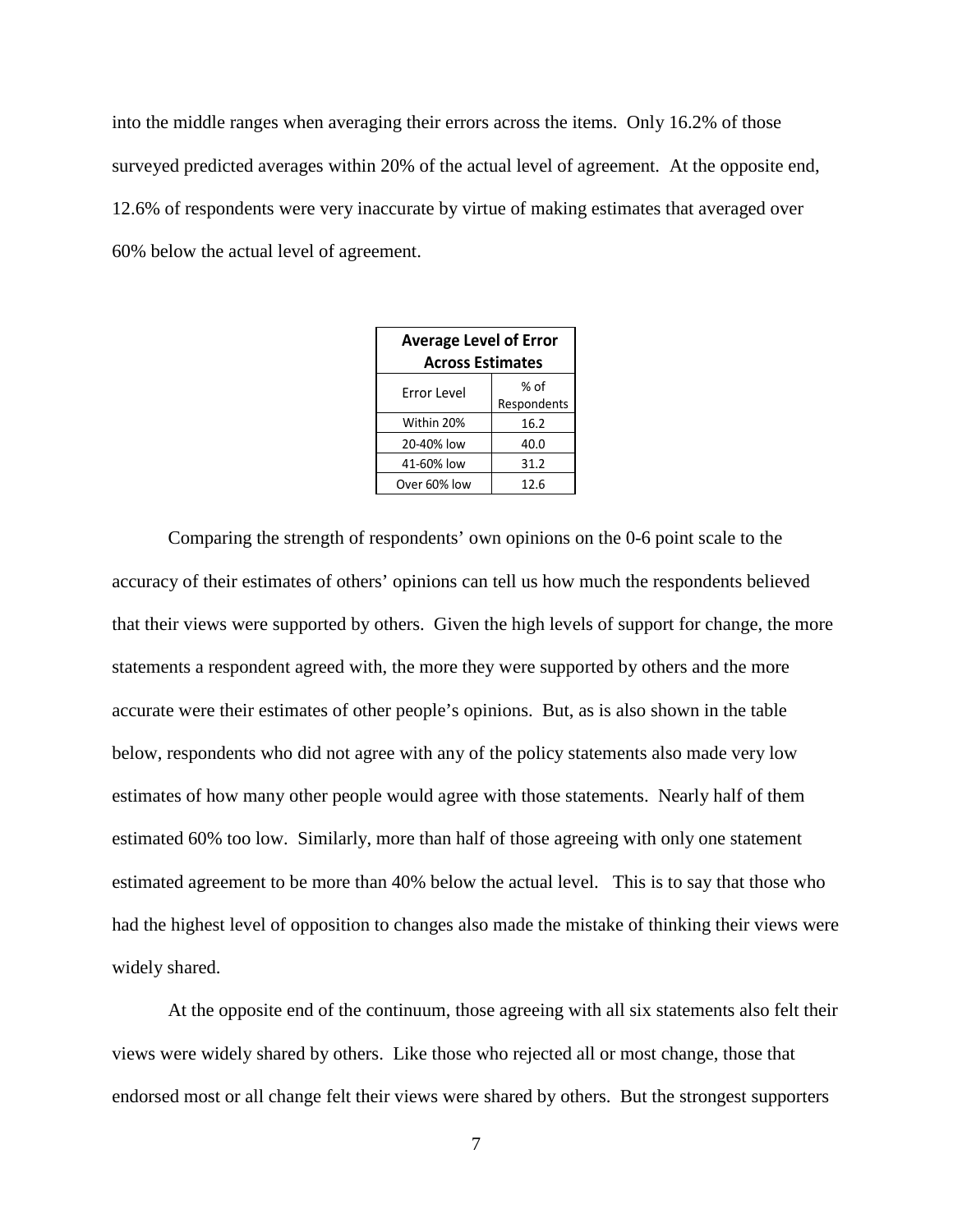into the middle ranges when averaging their errors across the items. Only 16.2% of those surveyed predicted averages within 20% of the actual level of agreement. At the opposite end, 12.6% of respondents were very inaccurate by virtue of making estimates that averaged over 60% below the actual level of agreement.

| **Average Level of Error Across Estimates** | |
|---|---|
| Error Level | % of Respondents |
| Within 20% | 16.2 |
| 20-40% low | 40.0 |
| 41-60% low | 31.2 |
| Over 60% low | 12.6 |

Comparing the strength of respondents' own opinions on the 0-6 point scale to the accuracy of their estimates of others' opinions can tell us how much the respondents believed that their views were supported by others. Given the high levels of support for change, the more statements a respondent agreed with, the more they were supported by others and the more accurate were their estimates of other people's opinions. But, as is also shown in the table below, respondents who did not agree with any of the policy statements also made very low estimates of how many other people would agree with those statements. Nearly half of them estimated 60% too low. Similarly, more than half of those agreeing with only one statement estimated agreement to be more than 40% below the actual level. This is to say that those who had the highest level of opposition to changes also made the mistake of thinking their views were widely shared.

At the opposite end of the continuum, those agreeing with all six statements also felt their views were widely shared by others. Like those who rejected all or most change, those that endorsed most or all change felt their views were shared by others. But the strongest supporters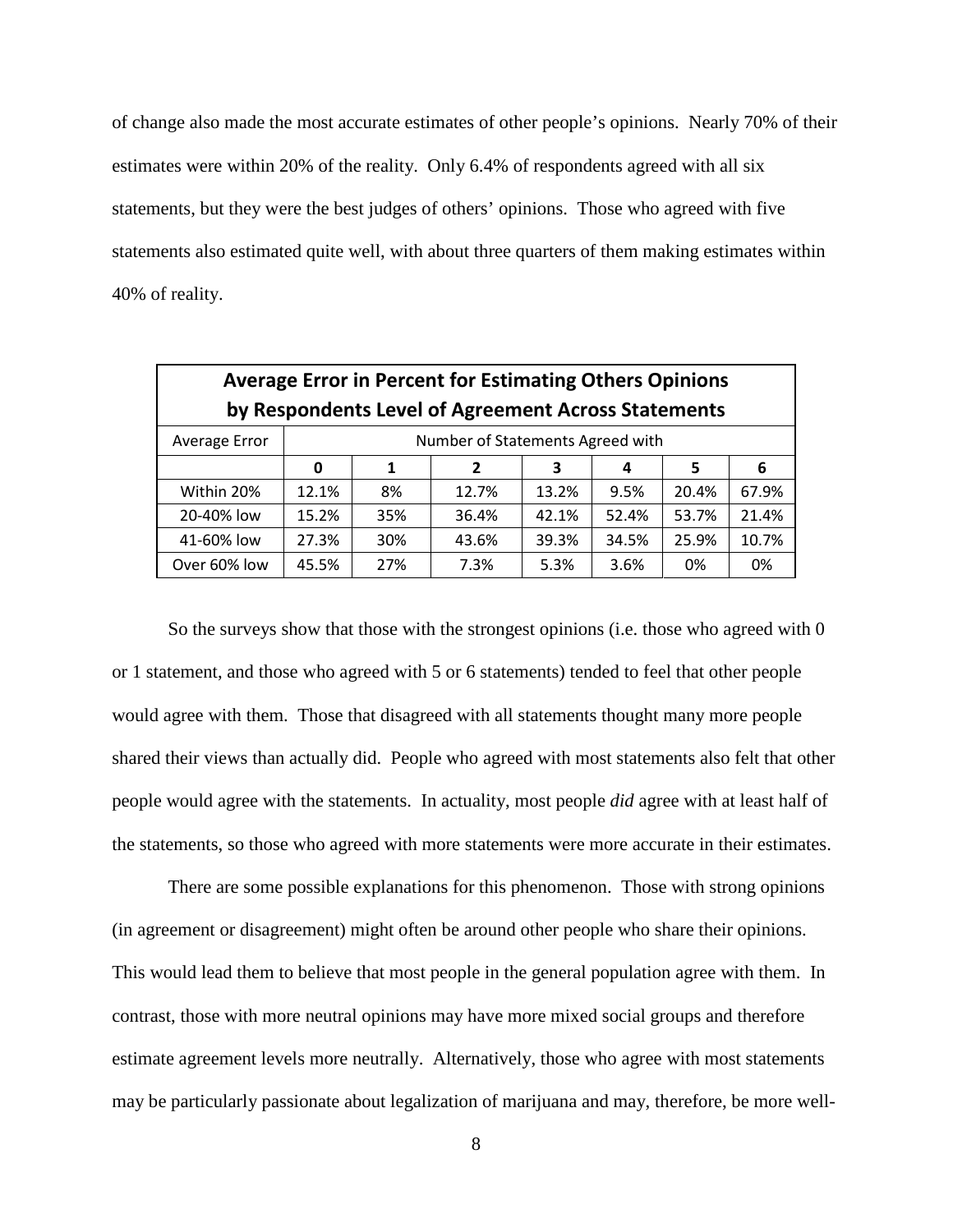of change also made the most accurate estimates of other people's opinions. Nearly 70% of their estimates were within 20% of the reality. Only 6.4% of respondents agreed with all six statements, but they were the best judges of others' opinions. Those who agreed with five statements also estimated quite well, with about three quarters of them making estimates within 40% of reality.

| **Average Error in Percent for Estimating Others Opinions by Respondents Level of Agreement Across Statements** | | | | | | | |
|---|---|---|---|---|---|---|---|
| Average Error | Number of Statements Agreed with | | | | | | |
| | **0** | **1** | **2** | **3** | **4** | **5** | **6** |
| Within 20% | 12.1% | 8% | 12.7% | 13.2% | 9.5% | 20.4% | 67.9% |
| 20-40% low | 15.2% | 35% | 36.4% | 42.1% | 52.4% | 53.7% | 21.4% |
| 41-60% low | 27.3% | 30% | 43.6% | 39.3% | 34.5% | 25.9% | 10.7% |
| Over 60% low | 45.5% | 27% | 7.3% | 5.3% | 3.6% | 0% | 0% |

So the surveys show that those with the strongest opinions (i.e. those who agreed with 0 or 1 statement, and those who agreed with 5 or 6 statements) tended to feel that other people would agree with them. Those that disagreed with all statements thought many more people shared their views than actually did. People who agreed with most statements also felt that other people would agree with the statements. In actuality, most people *did* agree with at least half of the statements, so those who agreed with more statements were more accurate in their estimates.

There are some possible explanations for this phenomenon. Those with strong opinions (in agreement or disagreement) might often be around other people who share their opinions. This would lead them to believe that most people in the general population agree with them. In contrast, those with more neutral opinions may have more mixed social groups and therefore estimate agreement levels more neutrally. Alternatively, those who agree with most statements may be particularly passionate about legalization of marijuana and may, therefore, be more well-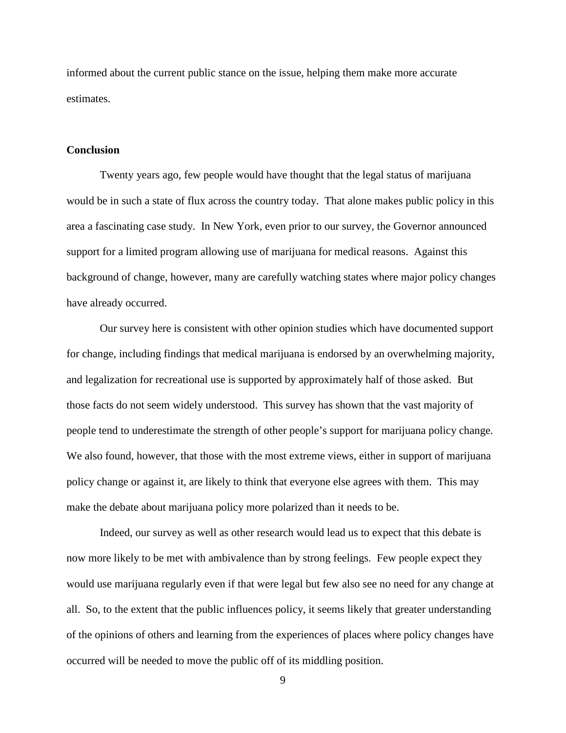informed about the current public stance on the issue, helping them make more accurate estimates.

**Conclusion**

Twenty years ago, few people would have thought that the legal status of marijuana would be in such a state of flux across the country today. That alone makes public policy in this area a fascinating case study. In New York, even prior to our survey, the Governor announced support for a limited program allowing use of marijuana for medical reasons. Against this background of change, however, many are carefully watching states where major policy changes have already occurred.

Our survey here is consistent with other opinion studies which have documented support for change, including findings that medical marijuana is endorsed by an overwhelming majority, and legalization for recreational use is supported by approximately half of those asked. But those facts do not seem widely understood. This survey has shown that the vast majority of people tend to underestimate the strength of other people's support for marijuana policy change. We also found, however, that those with the most extreme views, either in support of marijuana policy change or against it, are likely to think that everyone else agrees with them. This may make the debate about marijuana policy more polarized than it needs to be.

Indeed, our survey as well as other research would lead us to expect that this debate is now more likely to be met with ambivalence than by strong feelings. Few people expect they would use marijuana regularly even if that were legal but few also see no need for any change at all. So, to the extent that the public influences policy, it seems likely that greater understanding of the opinions of others and learning from the experiences of places where policy changes have occurred will be needed to move the public off of its middling position.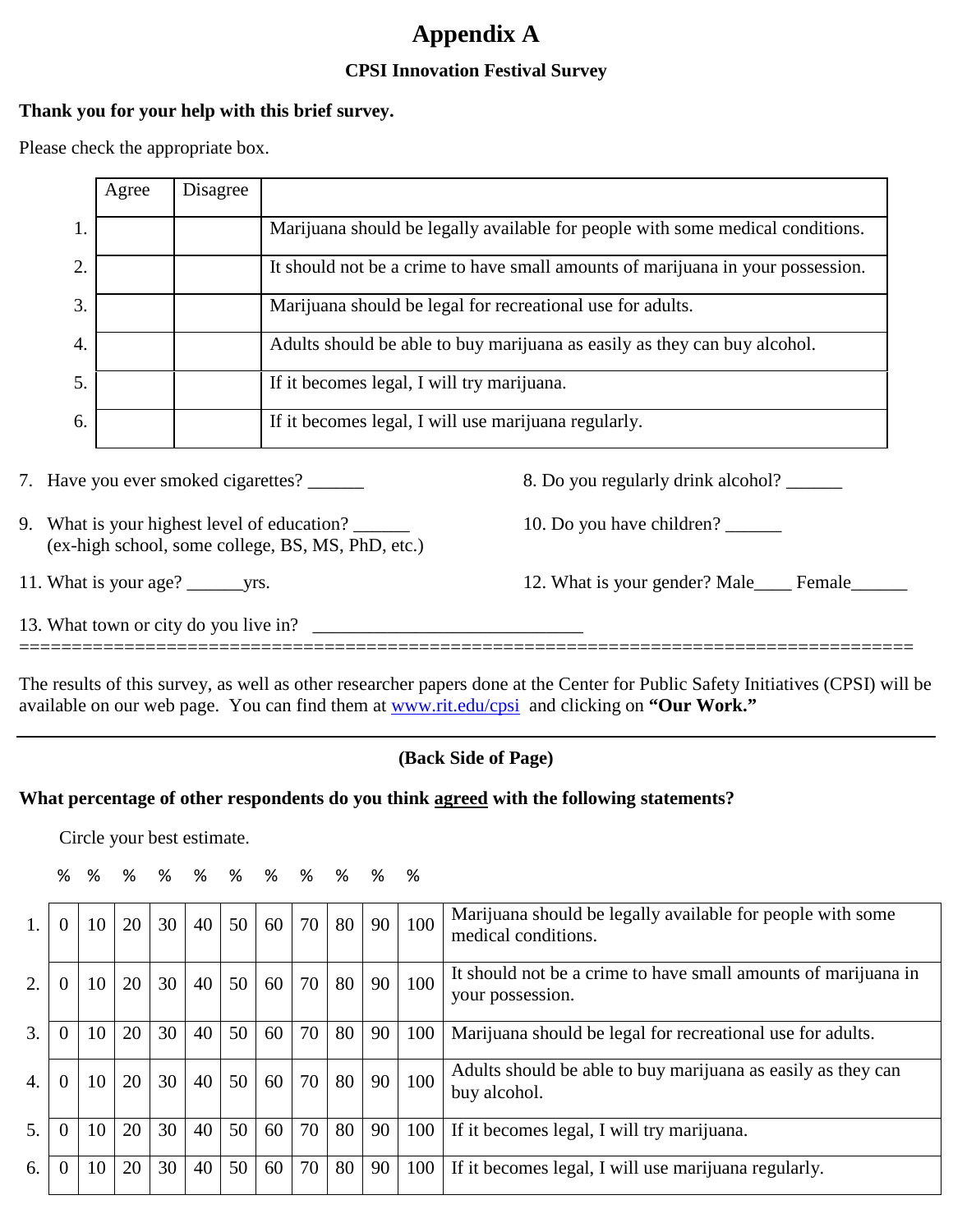# Appendix A

### CPSI Innovation Festival Survey

**Thank you for your help with this brief survey.**

Please check the appropriate box.

| | Agree | Disagree | |
|---|---|---|---|
| 1. | | | Marijuana should be legally available for people with some medical conditions. |
| 2. | | | It should not be a crime to have small amounts of marijuana in your possession. |
| 3. | | | Marijuana should be legal for recreational use for adults. |
| 4. | | | Adults should be able to buy marijuana as easily as they can buy alcohol. |
| 5. | | | If it becomes legal, I will try marijuana. |
| 6. | | | If it becomes legal, I will use marijuana regularly. |

7. Have you ever smoked cigarettes? ______

8. Do you regularly drink alcohol? ______

9. What is your highest level of education? ______
   (ex-high school, some college, BS, MS, PhD, etc.)

10. Do you have children? ______

11. What is your age? ______yrs.

12. What is your gender? Male____ Female______

13. What town or city do you live in? ____________________________

================================================================================

The results of this survey, as well as other researcher papers done at the Center for Public Safety Initiatives (CPSI) will be available on our web page. You can find them at www.rit.edu/cpsi and clicking on **"Our Work."**

---

**(Back Side of Page)**

**What percentage of other respondents do you think <u>agreed</u> with the following statements?**

Circle your best estimate.

| | % | % | % | % | % | % | % | % | % | % | % | |
|---|---|---|---|---|---|---|---|---|---|---|---|---|
| 1. | 0 | 10 | 20 | 30 | 40 | 50 | 60 | 70 | 80 | 90 | 100 | Marijuana should be legally available for people with some medical conditions. |
| 2. | 0 | 10 | 20 | 30 | 40 | 50 | 60 | 70 | 80 | 90 | 100 | It should not be a crime to have small amounts of marijuana in your possession. |
| 3. | 0 | 10 | 20 | 30 | 40 | 50 | 60 | 70 | 80 | 90 | 100 | Marijuana should be legal for recreational use for adults. |
| 4. | 0 | 10 | 20 | 30 | 40 | 50 | 60 | 70 | 80 | 90 | 100 | Adults should be able to buy marijuana as easily as they can buy alcohol. |
| 5. | 0 | 10 | 20 | 30 | 40 | 50 | 60 | 70 | 80 | 90 | 100 | If it becomes legal, I will try marijuana. |
| 6. | 0 | 10 | 20 | 30 | 40 | 50 | 60 | 70 | 80 | 90 | 100 | If it becomes legal, I will use marijuana regularly. |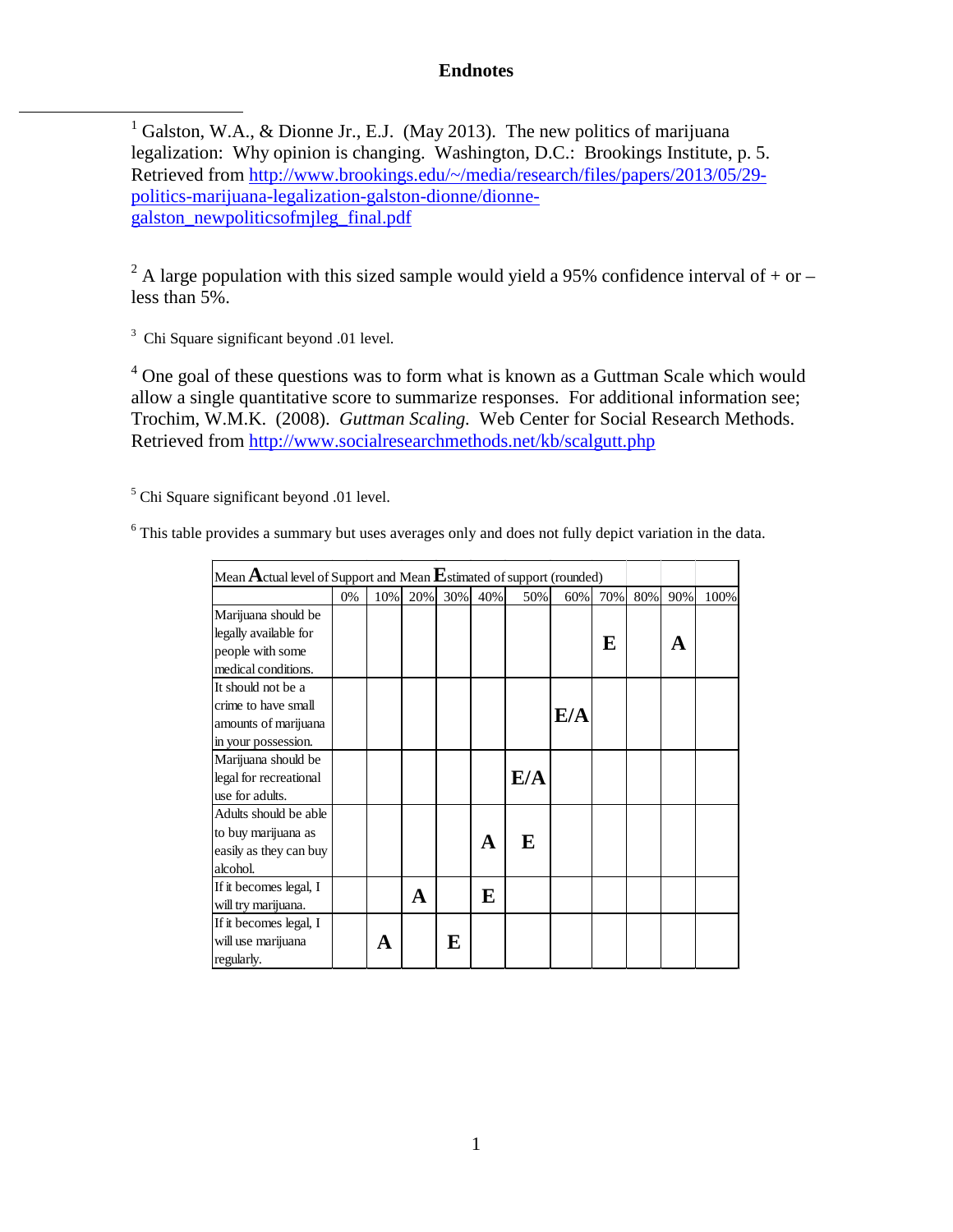## Endnotes

[1] Galston, W.A., & Dionne Jr., E.J. (May 2013). The new politics of marijuana legalization: Why opinion is changing. Washington, D.C.: Brookings Institute, p. 5. Retrieved from http://www.brookings.edu/~/media/research/files/papers/2013/05/29-politics-marijuana-legalization-galston-dionne/dionne-galston_newpoliticsofmjleg_final.pdf

[2] A large population with this sized sample would yield a 95% confidence interval of + or – less than 5%.

[3] Chi Square significant beyond .01 level.

[4] One goal of these questions was to form what is known as a Guttman Scale which would allow a single quantitative score to summarize responses. For additional information see; Trochim, W.M.K. (2008). *Guttman Scaling.* Web Center for Social Research Methods. Retrieved from http://www.socialresearchmethods.net/kb/scalgutt.php

[5] Chi Square significant beyond .01 level.

[6] This table provides a summary but uses averages only and does not fully depict variation in the data.

| Mean **A**ctual level of Support and Mean **E**stimated of support (rounded) | | | | | | | | | | | |
|---|---|---|---|---|---|---|---|---|---|---|---|
| | 0% | 10% | 20% | 30% | 40% | 50% | 60% | 70% | 80% | 90% | 100% |
| Marijuana should be legally available for people with some medical conditions. | | | | | | | | **E** | | **A** | |
| It should not be a crime to have small amounts of marijuana in your possession. | | | | | | | **E/A** | | | | |
| Marijuana should be legal for recreational use for adults. | | | | | | **E/A** | | | | | |
| Adults should be able to buy marijuana as easily as they can buy alcohol. | | | | | **A** | **E** | | | | | |
| If it becomes legal, I will try marijuana. | | | **A** | | **E** | | | | | | |
| If it becomes legal, I will use marijuana regularly. | | **A** | | **E** | | | | | | | |